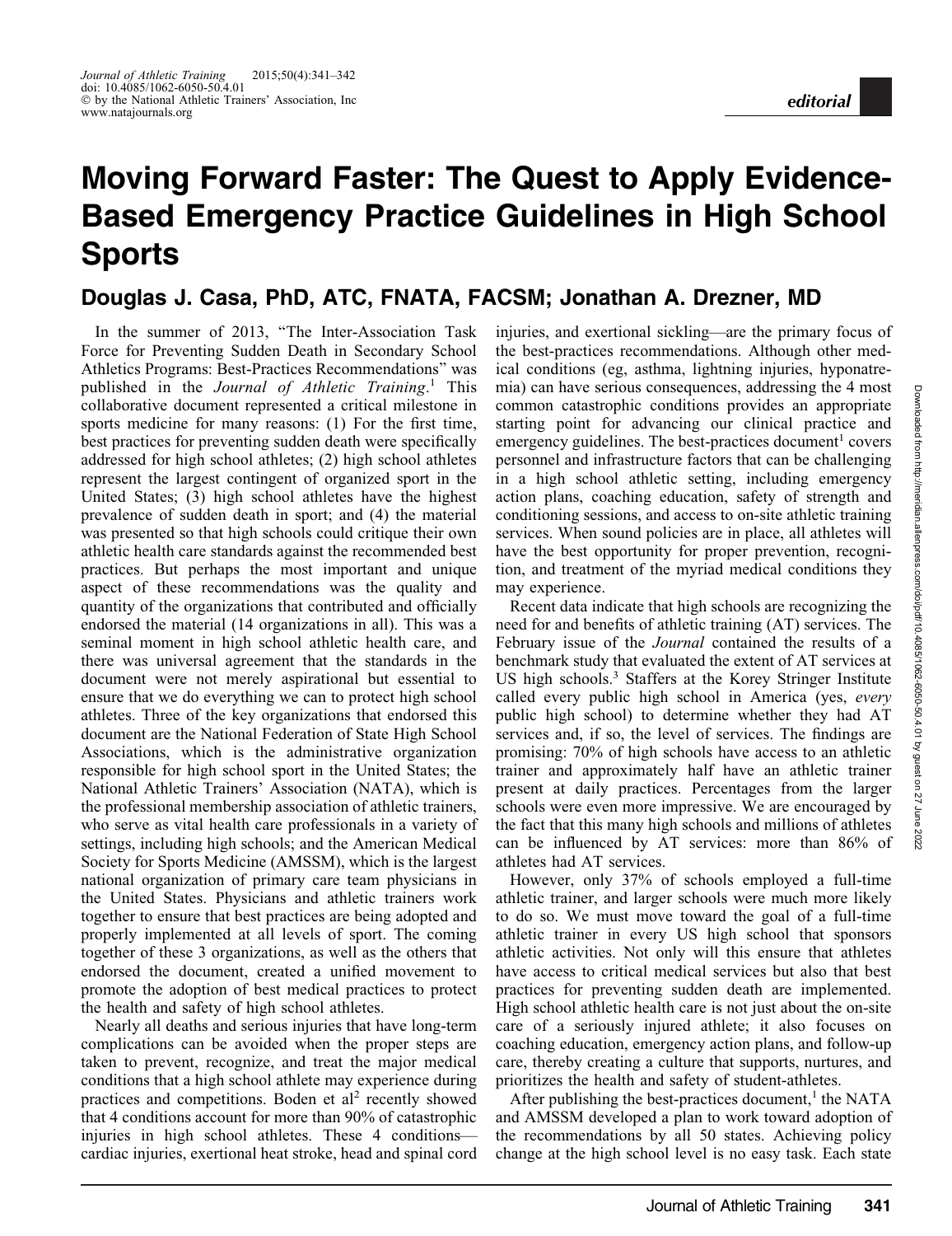editorial

# Moving Forward Faster: The Quest to Apply Evidence-Based Emergency Practice Guidelines in High School Sports

## Douglas J. Casa, PhD, ATC, FNATA, FACSM; Jonathan A. Drezner, MD

In the summer of 2013, "The Inter-Association Task Force for Preventing Sudden Death in Secondary School Athletics Programs: Best-Practices Recommendations" was published in the *Journal of Athletic Training*.[1] This collaborative document represented a critical milestone in sports medicine for many reasons: (1) For the first time, best practices for preventing sudden death were specifically addressed for high school athletes; (2) high school athletes represent the largest contingent of organized sport in the United States; (3) high school athletes have the highest prevalence of sudden death in sport; and (4) the material was presented so that high schools could critique their own athletic health care standards against the recommended best practices. But perhaps the most important and unique aspect of these recommendations was the quality and quantity of the organizations that contributed and officially endorsed the material (14 organizations in all). This was a seminal moment in high school athletic health care, and there was universal agreement that the standards in the document were not merely aspirational but essential to ensure that we do everything we can to protect high school athletes. Three of the key organizations that endorsed this document are the National Federation of State High School Associations, which is the administrative organization responsible for high school sport in the United States; the National Athletic Trainers' Association (NATA), which is the professional membership association of athletic trainers, who serve as vital health care professionals in a variety of settings, including high schools; and the American Medical Society for Sports Medicine (AMSSM), which is the largest national organization of primary care team physicians in the United States. Physicians and athletic trainers work together to ensure that best practices are being adopted and properly implemented at all levels of sport. The coming together of these 3 organizations, as well as the others that endorsed the document, created a unified movement to promote the adoption of best medical practices to protect the health and safety of high school athletes.

Nearly all deaths and serious injuries that have long-term complications can be avoided when the proper steps are taken to prevent, recognize, and treat the major medical conditions that a high school athlete may experience during practices and competitions. Boden et al[2] recently showed that 4 conditions account for more than 90% of catastrophic injuries in high school athletes. These 4 conditions—cardiac injuries, exertional heat stroke, head and spinal cord injuries, and exertional sickling—are the primary focus of the best-practices recommendations. Although other medical conditions (eg, asthma, lightning injuries, hyponatremia) can have serious consequences, addressing the 4 most common catastrophic conditions provides an appropriate starting point for advancing our clinical practice and emergency guidelines. The best-practices document[1] covers personnel and infrastructure factors that can be challenging in a high school athletic setting, including emergency action plans, coaching education, safety of strength and conditioning sessions, and access to on-site athletic training services. When sound policies are in place, all athletes will have the best opportunity for proper prevention, recognition, and treatment of the myriad medical conditions they may experience.

Recent data indicate that high schools are recognizing the need for and benefits of athletic training (AT) services. The February issue of the *Journal* contained the results of a benchmark study that evaluated the extent of AT services at US high schools.[3] Staffers at the Korey Stringer Institute called every public high school in America (yes, *every* public high school) to determine whether they had AT services and, if so, the level of services. The findings are promising: 70% of high schools have access to an athletic trainer and approximately half have an athletic trainer present at daily practices. Percentages from the larger schools were even more impressive. We are encouraged by the fact that this many high schools and millions of athletes can be influenced by AT services: more than 86% of athletes had AT services.

However, only 37% of schools employed a full-time athletic trainer, and larger schools were much more likely to do so. We must move toward the goal of a full-time athletic trainer in every US high school that sponsors athletic activities. Not only will this ensure that athletes have access to critical medical services but also that best practices for preventing sudden death are implemented. High school athletic health care is not just about the on-site care of a seriously injured athlete; it also focuses on coaching education, emergency action plans, and follow-up care, thereby creating a culture that supports, nurtures, and prioritizes the health and safety of student-athletes.

After publishing the best-practices document,[1] the NATA and AMSSM developed a plan to work toward adoption of the recommendations by all 50 states. Achieving policy change at the high school level is no easy task. Each state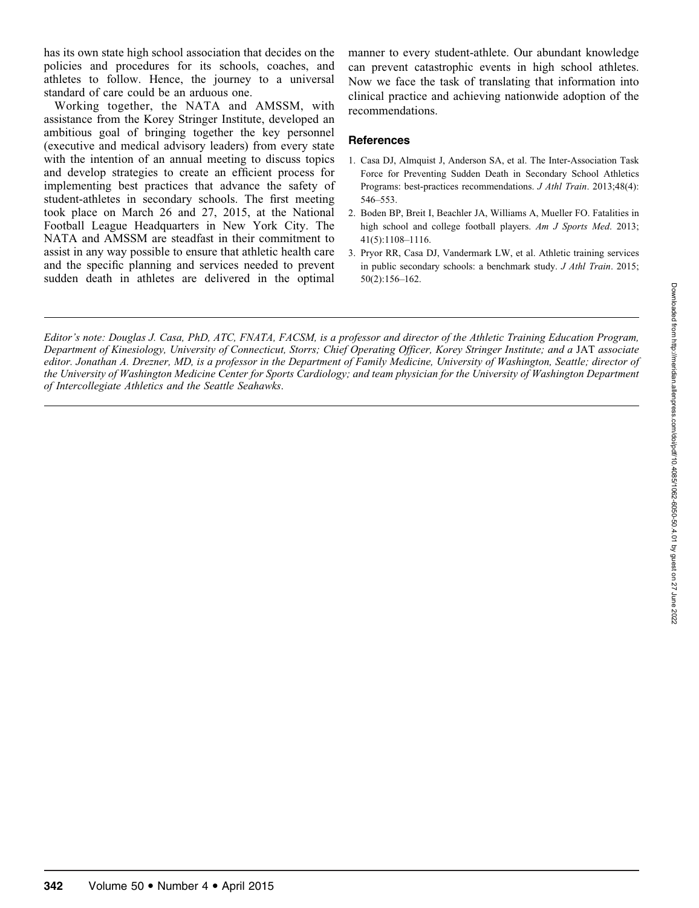has its own state high school association that decides on the policies and procedures for its schools, coaches, and athletes to follow. Hence, the journey to a universal standard of care could be an arduous one.

Working together, the NATA and AMSSM, with assistance from the Korey Stringer Institute, developed an ambitious goal of bringing together the key personnel (executive and medical advisory leaders) from every state with the intention of an annual meeting to discuss topics and develop strategies to create an efficient process for implementing best practices that advance the safety of student-athletes in secondary schools. The first meeting took place on March 26 and 27, 2015, at the National Football League Headquarters in New York City. The NATA and AMSSM are steadfast in their commitment to assist in any way possible to ensure that athletic health care and the specific planning and services needed to prevent sudden death in athletes are delivered in the optimal manner to every student-athlete. Our abundant knowledge can prevent catastrophic events in high school athletes. Now we face the task of translating that information into clinical practice and achieving nationwide adoption of the recommendations.

## References

1. Casa DJ, Almquist J, Anderson SA, et al. The Inter-Association Task Force for Preventing Sudden Death in Secondary School Athletics Programs: best-practices recommendations. *J Athl Train*. 2013;48(4): 546–553.
2. Boden BP, Breit I, Beachler JA, Williams A, Mueller FO. Fatalities in high school and college football players. *Am J Sports Med*. 2013; 41(5):1108–1116.
3. Pryor RR, Casa DJ, Vandermark LW, et al. Athletic training services in public secondary schools: a benchmark study. *J Athl Train*. 2015; 50(2):156–162.

---

*Editor's note: Douglas J. Casa, PhD, ATC, FNATA, FACSM, is a professor and director of the Athletic Training Education Program, Department of Kinesiology, University of Connecticut, Storrs; Chief Operating Officer, Korey Stringer Institute; and a* JAT *associate editor. Jonathan A. Drezner, MD, is a professor in the Department of Family Medicine, University of Washington, Seattle; director of the University of Washington Medicine Center for Sports Cardiology; and team physician for the University of Washington Department of Intercollegiate Athletics and the Seattle Seahawks.*